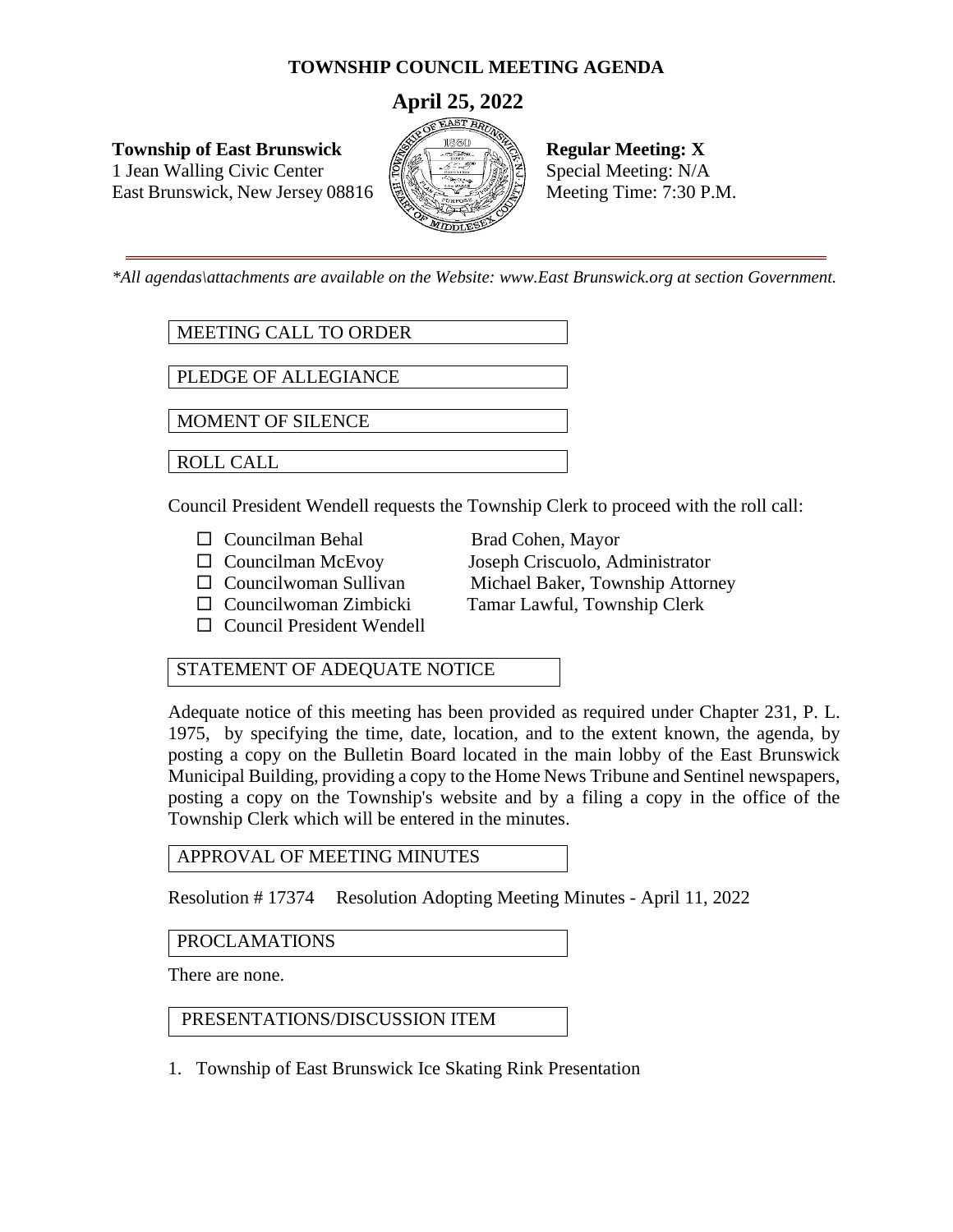# TOWNSHIP COUNCIL MEETING AGENDA

## April 25, 2022

**Township of East Brunswick**
1 Jean Walling Civic Center
East Brunswick, New Jersey 08816

**Regular Meeting: X**
Special Meeting: N/A
Meeting Time: 7:30 P.M.

---

*\*All agendas\attachments are available on the Website: www.East Brunswick.org at section Government.*

### MEETING CALL TO ORDER

### PLEDGE OF ALLEGIANCE

### MOMENT OF SILENCE

### ROLL CALL

Council President Wendell requests the Township Clerk to proceed with the roll call:

- ☐ Councilman Behal
- ☐ Councilman McEvoy
- ☐ Councilwoman Sullivan
- ☐ Councilwoman Zimbicki
- ☐ Council President Wendell

Brad Cohen, Mayor
Joseph Criscuolo, Administrator
Michael Baker, Township Attorney
Tamar Lawful, Township Clerk

### STATEMENT OF ADEQUATE NOTICE

Adequate notice of this meeting has been provided as required under Chapter 231, P. L. 1975, by specifying the time, date, location, and to the extent known, the agenda, by posting a copy on the Bulletin Board located in the main lobby of the East Brunswick Municipal Building, providing a copy to the Home News Tribune and Sentinel newspapers, posting a copy on the Township's website and by a filing a copy in the office of the Township Clerk which will be entered in the minutes.

### APPROVAL OF MEETING MINUTES

Resolution # 17374 Resolution Adopting Meeting Minutes - April 11, 2022

### PROCLAMATIONS

There are none.

### PRESENTATIONS/DISCUSSION ITEM

1. Township of East Brunswick Ice Skating Rink Presentation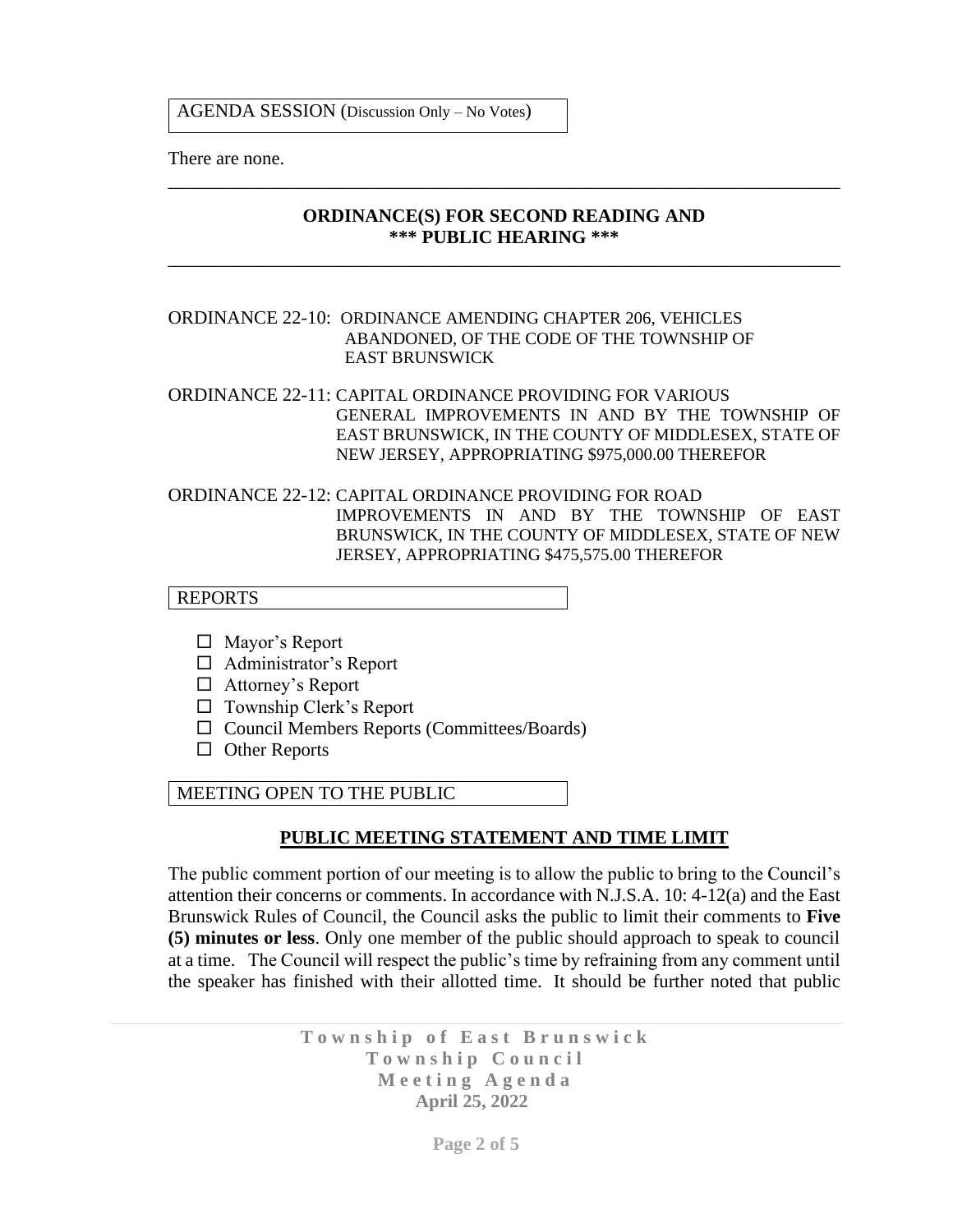AGENDA SESSION (Discussion Only – No Votes)

There are none.

---

## ORDINANCE(S) FOR SECOND READING AND *** PUBLIC HEARING ***

---

ORDINANCE 22-10: ORDINANCE AMENDING CHAPTER 206, VEHICLES ABANDONED, OF THE CODE OF THE TOWNSHIP OF EAST BRUNSWICK

ORDINANCE 22-11: CAPITAL ORDINANCE PROVIDING FOR VARIOUS GENERAL IMPROVEMENTS IN AND BY THE TOWNSHIP OF EAST BRUNSWICK, IN THE COUNTY OF MIDDLESEX, STATE OF NEW JERSEY, APPROPRIATING $975,000.00 THEREFOR

ORDINANCE 22-12: CAPITAL ORDINANCE PROVIDING FOR ROAD IMPROVEMENTS IN AND BY THE TOWNSHIP OF EAST BRUNSWICK, IN THE COUNTY OF MIDDLESEX, STATE OF NEW JERSEY, APPROPRIATING $475,575.00 THEREFOR

REPORTS

- ☐ Mayor's Report
- ☐ Administrator's Report
- ☐ Attorney's Report
- ☐ Township Clerk's Report
- ☐ Council Members Reports (Committees/Boards)
- ☐ Other Reports

MEETING OPEN TO THE PUBLIC

**PUBLIC MEETING STATEMENT AND TIME LIMIT**

The public comment portion of our meeting is to allow the public to bring to the Council's attention their concerns or comments. In accordance with N.J.S.A. 10: 4-12(a) and the East Brunswick Rules of Council, the Council asks the public to limit their comments to **Five (5) minutes or less**. Only one member of the public should approach to speak to council at a time. The Council will respect the public's time by refraining from any comment until the speaker has finished with their allotted time. It should be further noted that public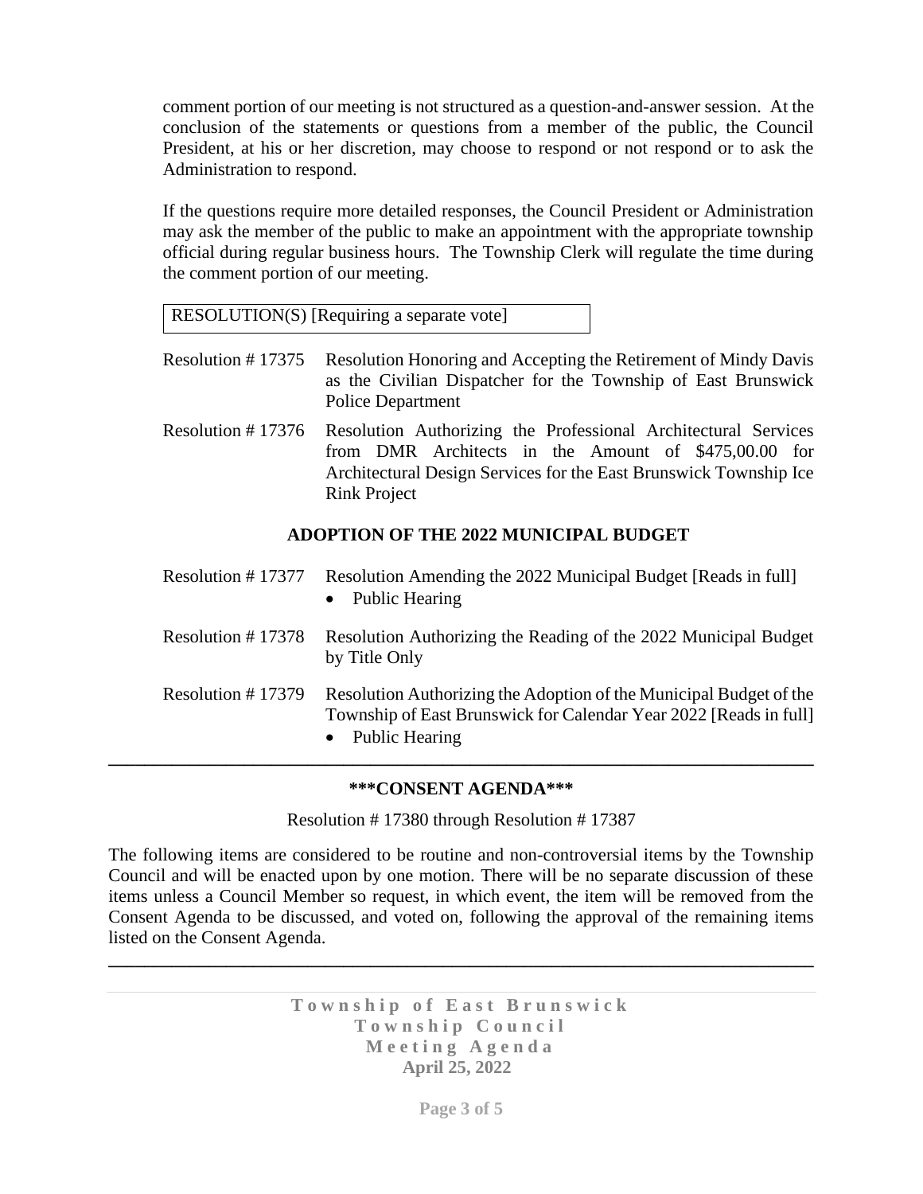comment portion of our meeting is not structured as a question-and-answer session. At the conclusion of the statements or questions from a member of the public, the Council President, at his or her discretion, may choose to respond or not respond or to ask the Administration to respond.

If the questions require more detailed responses, the Council President or Administration may ask the member of the public to make an appointment with the appropriate township official during regular business hours. The Township Clerk will regulate the time during the comment portion of our meeting.

RESOLUTION(S) [Requiring a separate vote]

Resolution # 17375 Resolution Honoring and Accepting the Retirement of Mindy Davis as the Civilian Dispatcher for the Township of East Brunswick Police Department

Resolution # 17376 Resolution Authorizing the Professional Architectural Services from DMR Architects in the Amount of $475,00.00 for Architectural Design Services for the East Brunswick Township Ice Rink Project

**ADOPTION OF THE 2022 MUNICIPAL BUDGET**

Resolution # 17377 Resolution Amending the 2022 Municipal Budget [Reads in full]

- Public Hearing

Resolution # 17378 Resolution Authorizing the Reading of the 2022 Municipal Budget by Title Only

Resolution # 17379 Resolution Authorizing the Adoption of the Municipal Budget of the Township of East Brunswick for Calendar Year 2022 [Reads in full]

- Public Hearing

---

**\*\*\*CONSENT AGENDA\*\*\***

Resolution # 17380 through Resolution # 17387

The following items are considered to be routine and non-controversial items by the Township Council and will be enacted upon by one motion. There will be no separate discussion of these items unless a Council Member so request, in which event, the item will be removed from the Consent Agenda to be discussed, and voted on, following the approval of the remaining items listed on the Consent Agenda.

---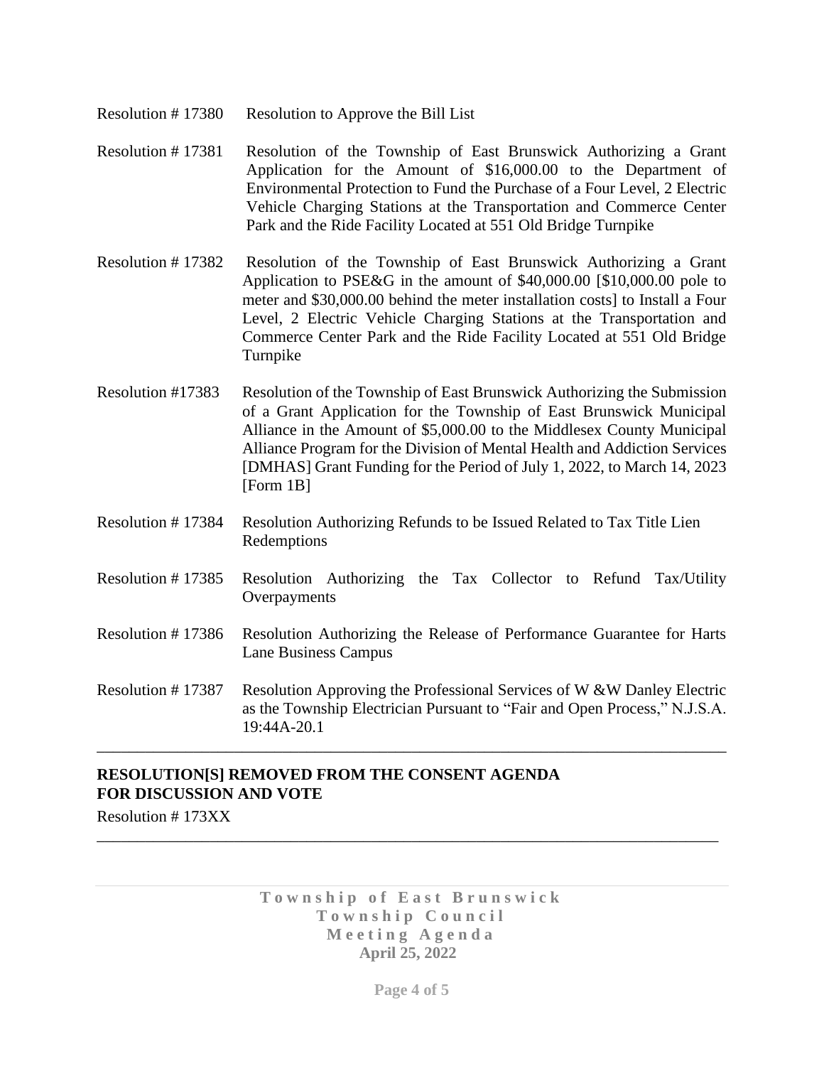Resolution # 17380 Resolution to Approve the Bill List

Resolution # 17381 Resolution of the Township of East Brunswick Authorizing a Grant Application for the Amount of $16,000.00 to the Department of Environmental Protection to Fund the Purchase of a Four Level, 2 Electric Vehicle Charging Stations at the Transportation and Commerce Center Park and the Ride Facility Located at 551 Old Bridge Turnpike

Resolution # 17382 Resolution of the Township of East Brunswick Authorizing a Grant Application to PSE&G in the amount of $40,000.00 [$10,000.00 pole to meter and $30,000.00 behind the meter installation costs] to Install a Four Level, 2 Electric Vehicle Charging Stations at the Transportation and Commerce Center Park and the Ride Facility Located at 551 Old Bridge Turnpike

Resolution #17383 Resolution of the Township of East Brunswick Authorizing the Submission of a Grant Application for the Township of East Brunswick Municipal Alliance in the Amount of $5,000.00 to the Middlesex County Municipal Alliance Program for the Division of Mental Health and Addiction Services [DMHAS] Grant Funding for the Period of July 1, 2022, to March 14, 2023 [Form 1B]

Resolution # 17384 Resolution Authorizing Refunds to be Issued Related to Tax Title Lien Redemptions

Resolution # 17385 Resolution Authorizing the Tax Collector to Refund Tax/Utility Overpayments

Resolution # 17386 Resolution Authorizing the Release of Performance Guarantee for Harts Lane Business Campus

Resolution # 17387 Resolution Approving the Professional Services of W &W Danley Electric as the Township Electrician Pursuant to "Fair and Open Process," N.J.S.A. 19:44A-20.1

---

**RESOLUTION[S] REMOVED FROM THE CONSENT AGENDA FOR DISCUSSION AND VOTE**

Resolution # 173XX

---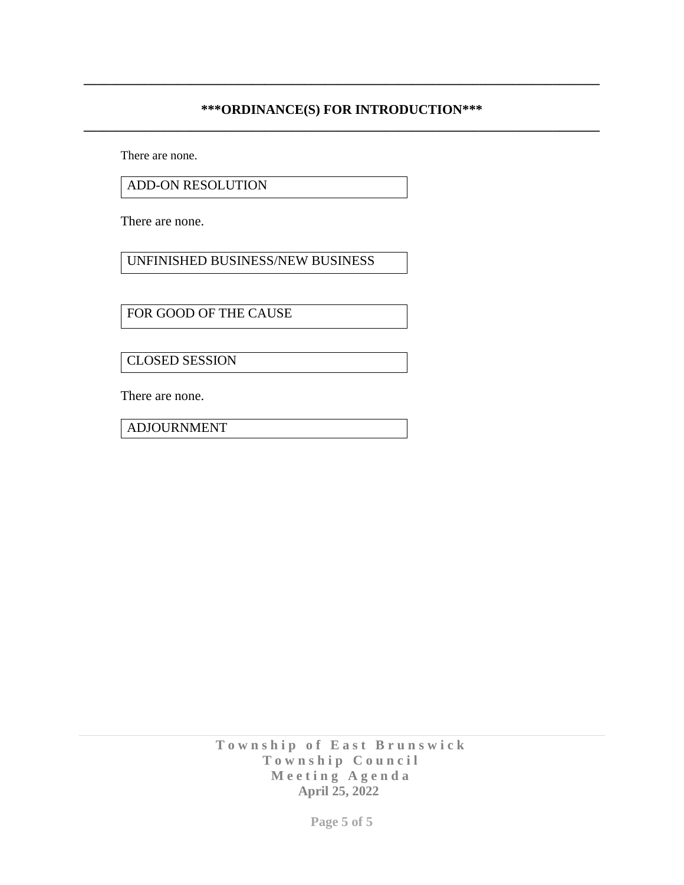## ***ORDINANCE(S) FOR INTRODUCTION***

There are none.

### ADD-ON RESOLUTION

There are none.

### UNFINISHED BUSINESS/NEW BUSINESS

### FOR GOOD OF THE CAUSE

### CLOSED SESSION

There are none.

### ADJOURNMENT